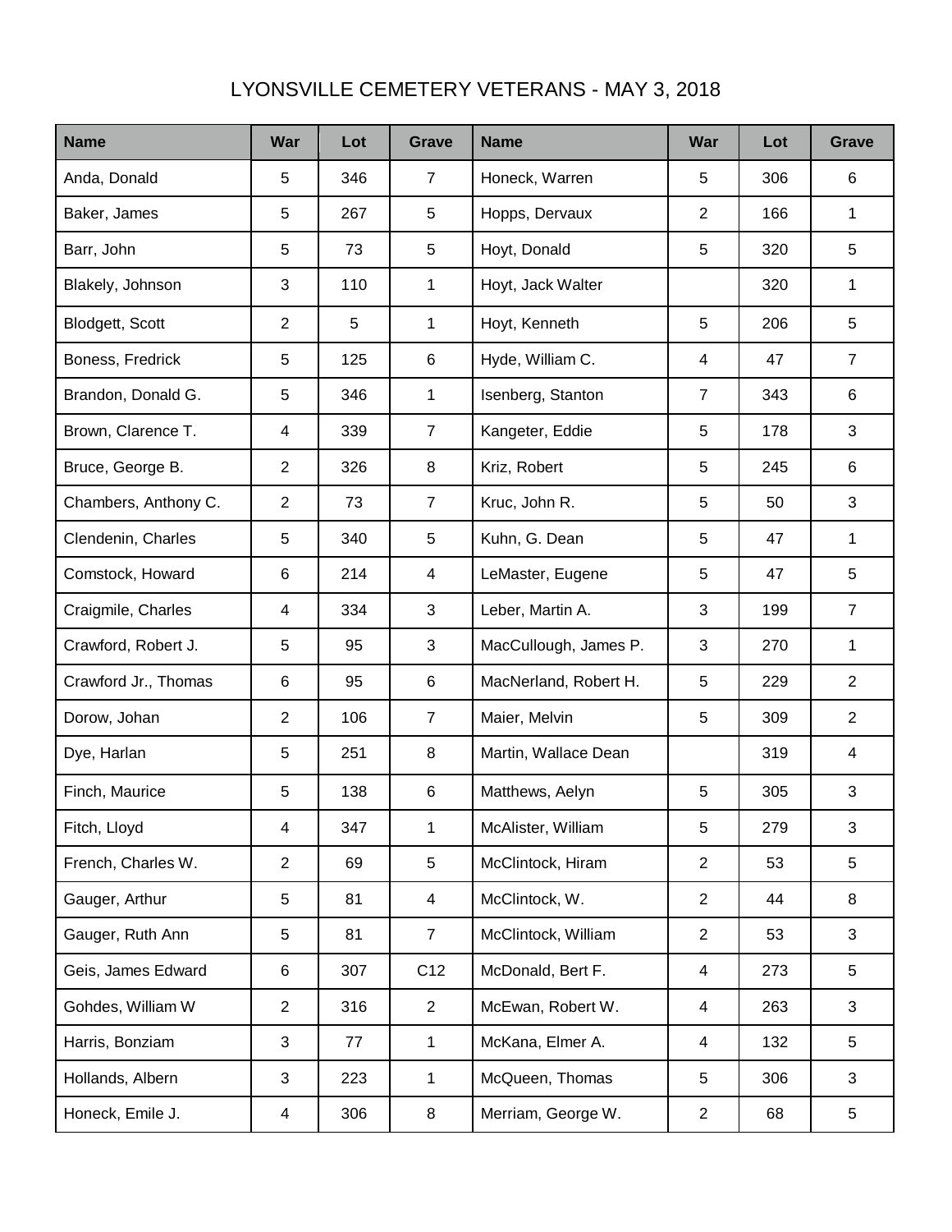# LYONSVILLE CEMETERY VETERANS - MAY 3, 2018

| Name | War | Lot | Grave | Name | War | Lot | Grave |
|---|---|---|---|---|---|---|---|
| Anda, Donald | 5 | 346 | 7 | Honeck, Warren | 5 | 306 | 6 |
| Baker, James | 5 | 267 | 5 | Hopps, Dervaux | 2 | 166 | 1 |
| Barr, John | 5 | 73 | 5 | Hoyt, Donald | 5 | 320 | 5 |
| Blakely, Johnson | 3 | 110 | 1 | Hoyt, Jack Walter | | 320 | 1 |
| Blodgett, Scott | 2 | 5 | 1 | Hoyt, Kenneth | 5 | 206 | 5 |
| Boness, Fredrick | 5 | 125 | 6 | Hyde, William C. | 4 | 47 | 7 |
| Brandon, Donald G. | 5 | 346 | 1 | Isenberg, Stanton | 7 | 343 | 6 |
| Brown, Clarence T. | 4 | 339 | 7 | Kangeter, Eddie | 5 | 178 | 3 |
| Bruce, George B. | 2 | 326 | 8 | Kriz, Robert | 5 | 245 | 6 |
| Chambers, Anthony C. | 2 | 73 | 7 | Kruc, John R. | 5 | 50 | 3 |
| Clendenin, Charles | 5 | 340 | 5 | Kuhn, G. Dean | 5 | 47 | 1 |
| Comstock, Howard | 6 | 214 | 4 | LeMaster, Eugene | 5 | 47 | 5 |
| Craigmile, Charles | 4 | 334 | 3 | Leber, Martin A. | 3 | 199 | 7 |
| Crawford, Robert J. | 5 | 95 | 3 | MacCullough, James P. | 3 | 270 | 1 |
| Crawford Jr., Thomas | 6 | 95 | 6 | MacNerland, Robert H. | 5 | 229 | 2 |
| Dorow, Johan | 2 | 106 | 7 | Maier, Melvin | 5 | 309 | 2 |
| Dye, Harlan | 5 | 251 | 8 | Martin, Wallace Dean | | 319 | 4 |
| Finch, Maurice | 5 | 138 | 6 | Matthews, Aelyn | 5 | 305 | 3 |
| Fitch, Lloyd | 4 | 347 | 1 | McAlister, William | 5 | 279 | 3 |
| French, Charles W. | 2 | 69 | 5 | McClintock, Hiram | 2 | 53 | 5 |
| Gauger, Arthur | 5 | 81 | 4 | McClintock, W. | 2 | 44 | 8 |
| Gauger, Ruth Ann | 5 | 81 | 7 | McClintock, William | 2 | 53 | 3 |
| Geis, James Edward | 6 | 307 | C12 | McDonald, Bert F. | 4 | 273 | 5 |
| Gohdes, William W | 2 | 316 | 2 | McEwan, Robert W. | 4 | 263 | 3 |
| Harris, Bonziam | 3 | 77 | 1 | McKana, Elmer A. | 4 | 132 | 5 |
| Hollands, Albern | 3 | 223 | 1 | McQueen, Thomas | 5 | 306 | 3 |
| Honeck, Emile J. | 4 | 306 | 8 | Merriam, George W. | 2 | 68 | 5 |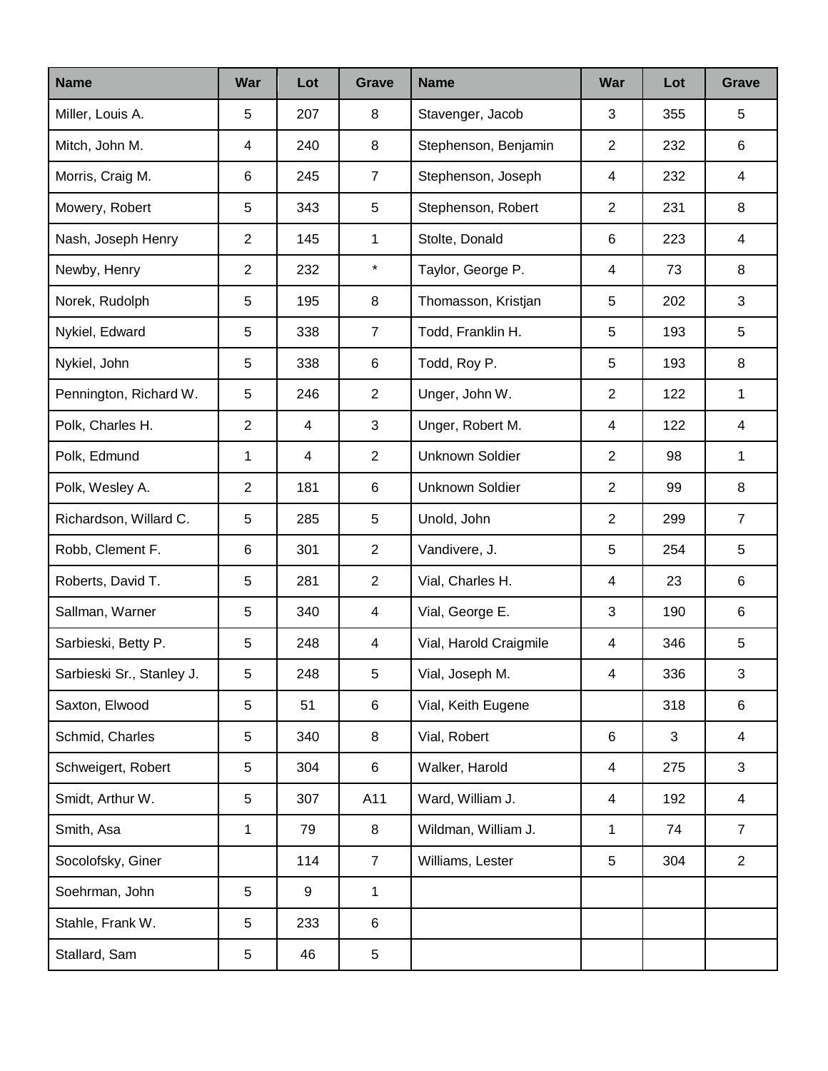| Name | War | Lot | Grave | Name | War | Lot | Grave |
|---|---|---|---|---|---|---|---|
| Miller, Louis A. | 5 | 207 | 8 | Stavenger, Jacob | 3 | 355 | 5 |
| Mitch, John M. | 4 | 240 | 8 | Stephenson, Benjamin | 2 | 232 | 6 |
| Morris, Craig M. | 6 | 245 | 7 | Stephenson, Joseph | 4 | 232 | 4 |
| Mowery, Robert | 5 | 343 | 5 | Stephenson, Robert | 2 | 231 | 8 |
| Nash, Joseph Henry | 2 | 145 | 1 | Stolte, Donald | 6 | 223 | 4 |
| Newby, Henry | 2 | 232 | * | Taylor, George P. | 4 | 73 | 8 |
| Norek, Rudolph | 5 | 195 | 8 | Thomasson, Kristjan | 5 | 202 | 3 |
| Nykiel, Edward | 5 | 338 | 7 | Todd, Franklin H. | 5 | 193 | 5 |
| Nykiel, John | 5 | 338 | 6 | Todd, Roy P. | 5 | 193 | 8 |
| Pennington, Richard W. | 5 | 246 | 2 | Unger, John W. | 2 | 122 | 1 |
| Polk, Charles H. | 2 | 4 | 3 | Unger, Robert M. | 4 | 122 | 4 |
| Polk, Edmund | 1 | 4 | 2 | Unknown Soldier | 2 | 98 | 1 |
| Polk, Wesley A. | 2 | 181 | 6 | Unknown Soldier | 2 | 99 | 8 |
| Richardson, Willard C. | 5 | 285 | 5 | Unold, John | 2 | 299 | 7 |
| Robb, Clement F. | 6 | 301 | 2 | Vandivere, J. | 5 | 254 | 5 |
| Roberts, David T. | 5 | 281 | 2 | Vial, Charles H. | 4 | 23 | 6 |
| Sallman, Warner | 5 | 340 | 4 | Vial, George E. | 3 | 190 | 6 |
| Sarbieski, Betty P. | 5 | 248 | 4 | Vial, Harold Craigmile | 4 | 346 | 5 |
| Sarbieski Sr., Stanley J. | 5 | 248 | 5 | Vial, Joseph M. | 4 | 336 | 3 |
| Saxton, Elwood | 5 | 51 | 6 | Vial, Keith Eugene | | 318 | 6 |
| Schmid, Charles | 5 | 340 | 8 | Vial, Robert | 6 | 3 | 4 |
| Schweigert, Robert | 5 | 304 | 6 | Walker, Harold | 4 | 275 | 3 |
| Smidt, Arthur W. | 5 | 307 | A11 | Ward, William J. | 4 | 192 | 4 |
| Smith, Asa | 1 | 79 | 8 | Wildman, William J. | 1 | 74 | 7 |
| Socolofsky, Giner | | 114 | 7 | Williams, Lester | 5 | 304 | 2 |
| Soehrman, John | 5 | 9 | 1 | | | | |
| Stahle, Frank W. | 5 | 233 | 6 | | | | |
| Stallard, Sam | 5 | 46 | 5 | | | | |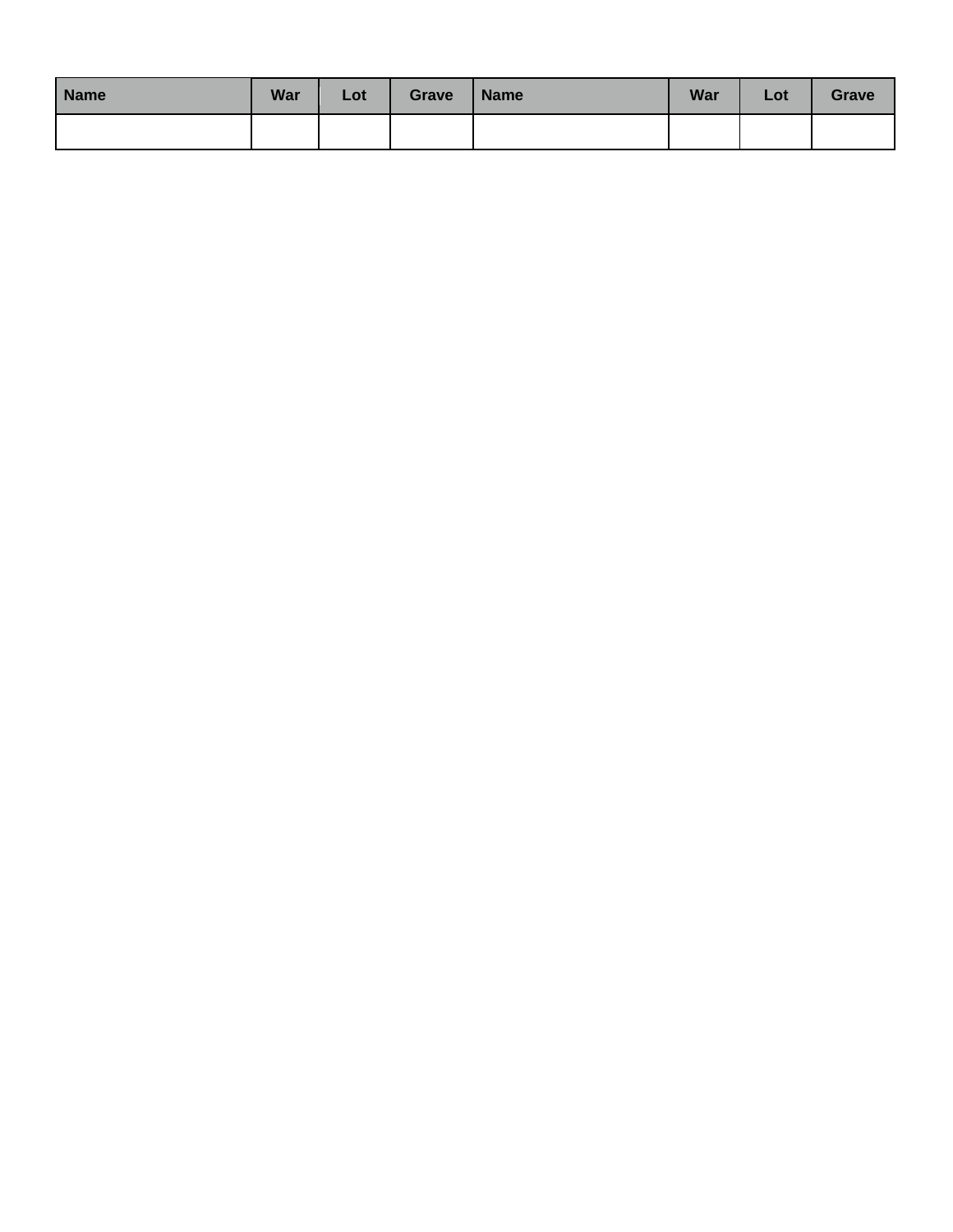| Name | War | Lot | Grave | Name | War | Lot | Grave |
|---|---|---|---|---|---|---|---|
| | | | | | | | |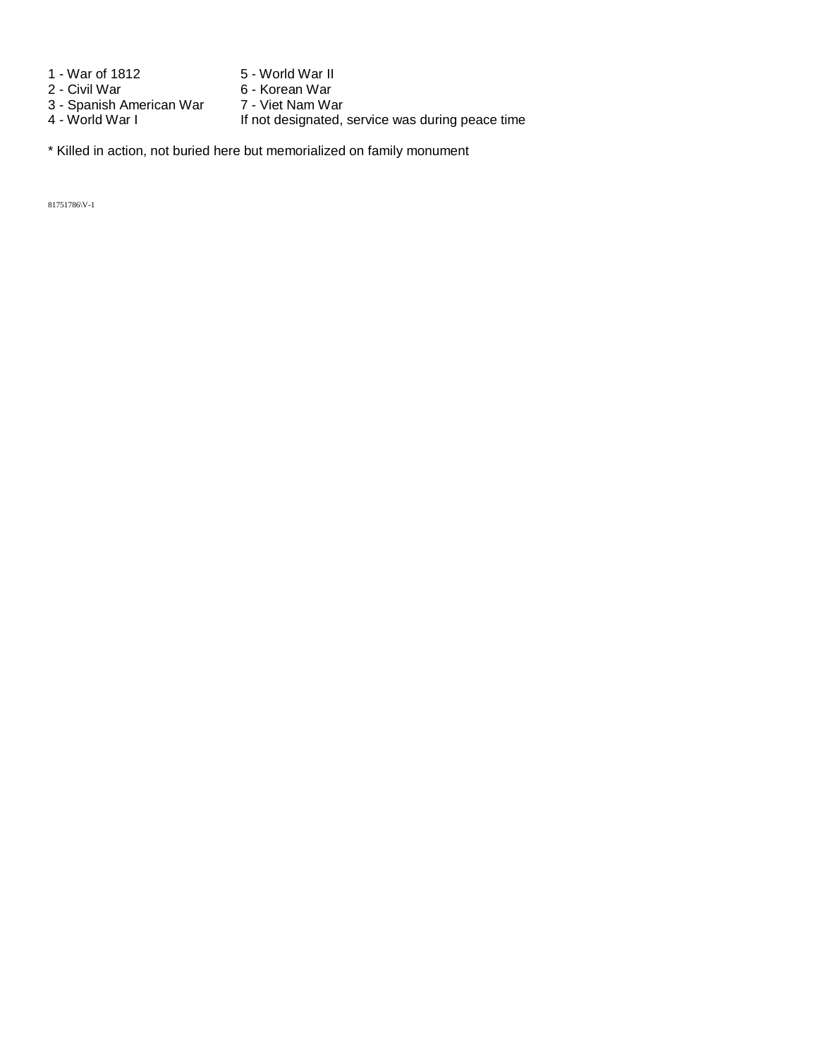1 - War of 1812
2 - Civil War
3 - Spanish American War
4 - World War I
5 - World War II
6 - Korean War
7 - Viet Nam War
If not designated, service was during peace time

* Killed in action, not buried here but memorialized on family monument

81751786\V-1